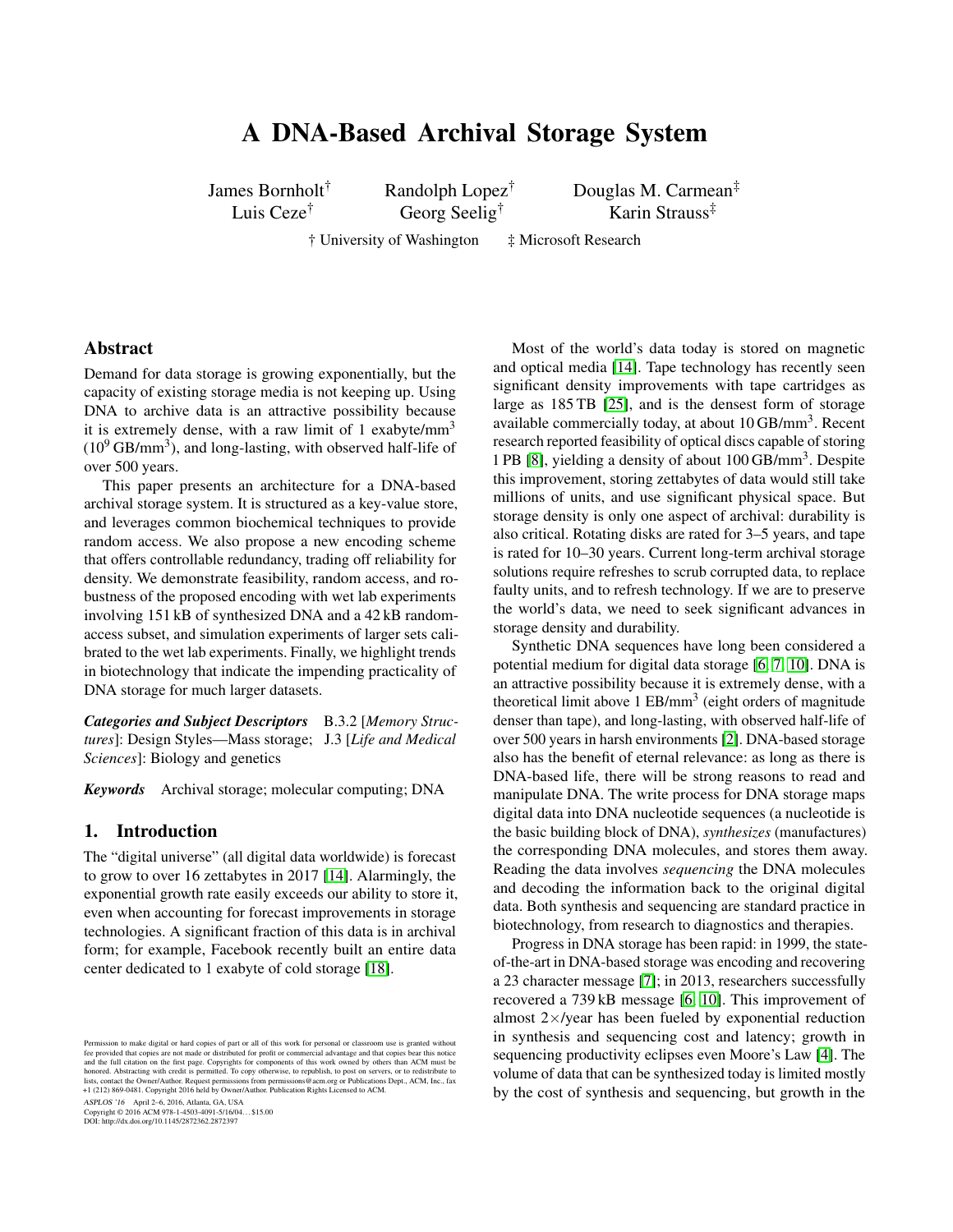# A DNA-Based Archival Storage System

James Bornholt[†] Randolph Lopez[†] Douglas M. Carmean[‡]
Luis Ceze[†] Georg Seelig[†] Karin Strauss[‡]

[†] University of Washington [‡] Microsoft Research

## Abstract

Demand for data storage is growing exponentially, but the capacity of existing storage media is not keeping up. Using DNA to archive data is an attractive possibility because it is extremely dense, with a raw limit of 1 exabyte/mm$^3$ ($10^9$ GB/mm$^3$), and long-lasting, with observed half-life of over 500 years.

This paper presents an architecture for a DNA-based archival storage system. It is structured as a key-value store, and leverages common biochemical techniques to provide random access. We also propose a new encoding scheme that offers controllable redundancy, trading off reliability for density. We demonstrate feasibility, random access, and robustness of the proposed encoding with wet lab experiments involving 151 kB of synthesized DNA and a 42 kB random-access subset, and simulation experiments of larger sets calibrated to the wet lab experiments. Finally, we highlight trends in biotechnology that indicate the impending practicality of DNA storage for much larger datasets.

***Categories and Subject Descriptors*** B.3.2 [*Memory Structures*]: Design Styles—Mass storage; J.3 [*Life and Medical Sciences*]: Biology and genetics

***Keywords*** Archival storage; molecular computing; DNA

## 1. Introduction

The "digital universe" (all digital data worldwide) is forecast to grow to over 16 zettabytes in 2017 [14]. Alarmingly, the exponential growth rate easily exceeds our ability to store it, even when accounting for forecast improvements in storage technologies. A significant fraction of this data is in archival form; for example, Facebook recently built an entire data center dedicated to 1 exabyte of cold storage [18].

Most of the world's data today is stored on magnetic and optical media [14]. Tape technology has recently seen significant density improvements with tape cartridges as large as 185 TB [25], and is the densest form of storage available commercially today, at about 10 GB/mm$^3$. Recent research reported feasibility of optical discs capable of storing 1 PB [8], yielding a density of about 100 GB/mm$^3$. Despite this improvement, storing zettabytes of data would still take millions of units, and use significant physical space. But storage density is only one aspect of archival: durability is also critical. Rotating disks are rated for 3–5 years, and tape is rated for 10–30 years. Current long-term archival storage solutions require refreshes to scrub corrupted data, to replace faulty units, and to refresh technology. If we are to preserve the world's data, we need to seek significant advances in storage density and durability.

Synthetic DNA sequences have long been considered a potential medium for digital data storage [6, 7, 10]. DNA is an attractive possibility because it is extremely dense, with a theoretical limit above 1 EB/mm$^3$ (eight orders of magnitude denser than tape), and long-lasting, with observed half-life of over 500 years in harsh environments [2]. DNA-based storage also has the benefit of eternal relevance: as long as there is DNA-based life, there will be strong reasons to read and manipulate DNA. The write process for DNA storage maps digital data into DNA nucleotide sequences (a nucleotide is the basic building block of DNA), *synthesizes* (manufactures) the corresponding DNA molecules, and stores them away. Reading the data involves *sequencing* the DNA molecules and decoding the information back to the original digital data. Both synthesis and sequencing are standard practice in biotechnology, from research to diagnostics and therapies.

Progress in DNA storage has been rapid: in 1999, the state-of-the-art in DNA-based storage was encoding and recovering a 23 character message [7]; in 2013, researchers successfully recovered a 739 kB message [6, 10]. This improvement of almost 2×/year has been fueled by exponential reduction in synthesis and sequencing cost and latency; growth in sequencing productivity eclipses even Moore's Law [4]. The volume of data that can be synthesized today is limited mostly by the cost of synthesis and sequencing, but growth in the

Permission to make digital or hard copies of part or all of this work for personal or classroom use is granted without fee provided that copies are not made or distributed for profit or commercial advantage and that copies bear this notice and the full citation on the first page. Copyrights for components of this work owned by others than ACM must be honored. Abstracting with credit is permitted. To copy otherwise, to republish, to post on servers, or to redistribute to lists, contact the Owner/Author. Request permissions from permissions@acm.org or Publications Dept., ACM, Inc., fax +1 (212) 869-0481. Copyright 2016 held by Owner/Author. Publication Rights Licensed to ACM.

*ASPLOS '16* April 2–6, 2016, Atlanta, GA, USA
Copyright © 2016 ACM 978-1-4503-4091-5/16/04...$15.00
DOI: http://dx.doi.org/10.1145/2872362.2872397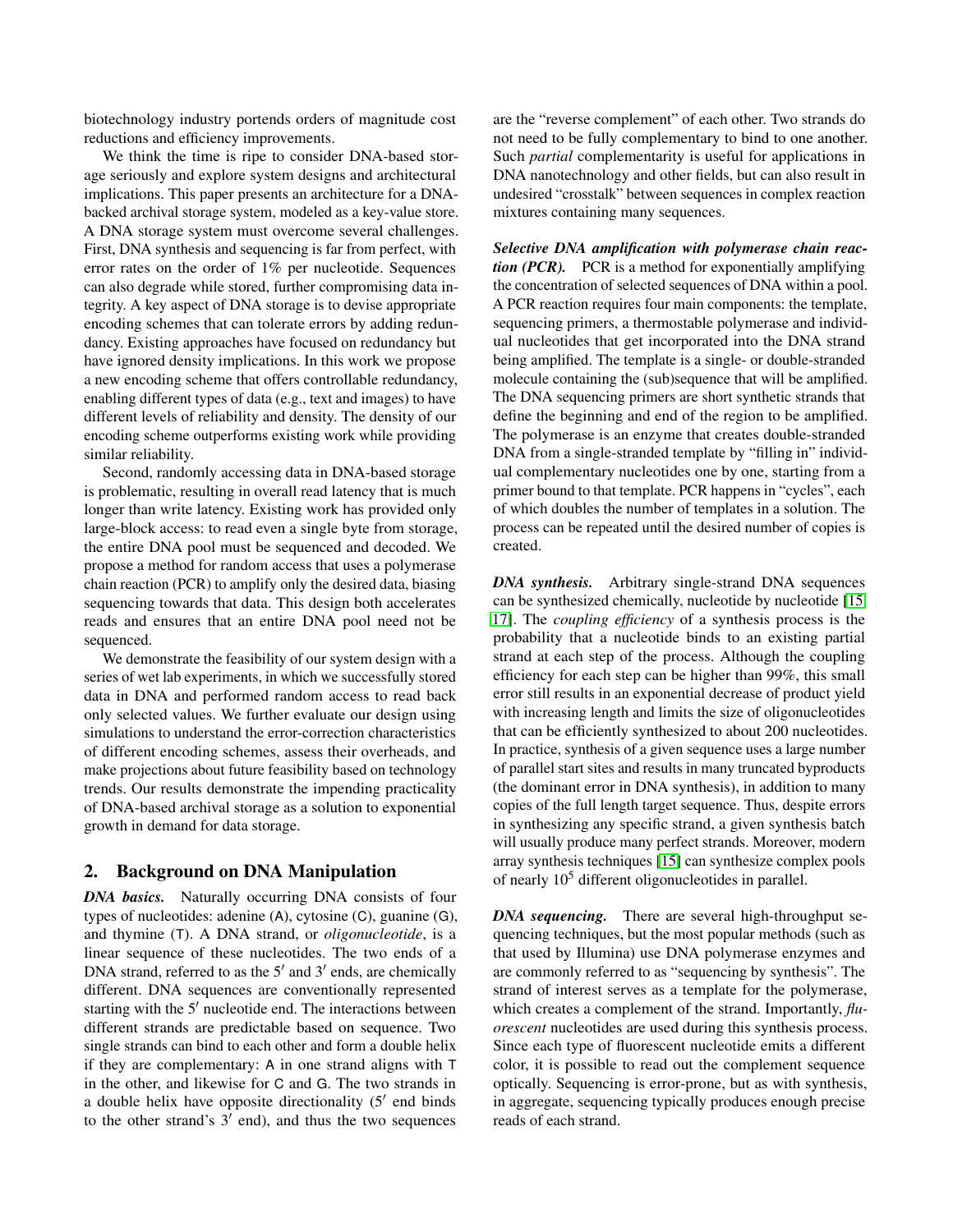biotechnology industry portends orders of magnitude cost reductions and efficiency improvements.

We think the time is ripe to consider DNA-based storage seriously and explore system designs and architectural implications. This paper presents an architecture for a DNA-backed archival storage system, modeled as a key-value store. A DNA storage system must overcome several challenges. First, DNA synthesis and sequencing is far from perfect, with error rates on the order of 1% per nucleotide. Sequences can also degrade while stored, further compromising data integrity. A key aspect of DNA storage is to devise appropriate encoding schemes that can tolerate errors by adding redundancy. Existing approaches have focused on redundancy but have ignored density implications. In this work we propose a new encoding scheme that offers controllable redundancy, enabling different types of data (e.g., text and images) to have different levels of reliability and density. The density of our encoding scheme outperforms existing work while providing similar reliability.

Second, randomly accessing data in DNA-based storage is problematic, resulting in overall read latency that is much longer than write latency. Existing work has provided only large-block access: to read even a single byte from storage, the entire DNA pool must be sequenced and decoded. We propose a method for random access that uses a polymerase chain reaction (PCR) to amplify only the desired data, biasing sequencing towards that data. This design both accelerates reads and ensures that an entire DNA pool need not be sequenced.

We demonstrate the feasibility of our system design with a series of wet lab experiments, in which we successfully stored data in DNA and performed random access to read back only selected values. We further evaluate our design using simulations to understand the error-correction characteristics of different encoding schemes, assess their overheads, and make projections about future feasibility based on technology trends. Our results demonstrate the impending practicality of DNA-based archival storage as a solution to exponential growth in demand for data storage.

## 2. Background on DNA Manipulation

***DNA basics.*** Naturally occurring DNA consists of four types of nucleotides: adenine (A), cytosine (C), guanine (G), and thymine (T). A DNA strand, or *oligonucleotide*, is a linear sequence of these nucleotides. The two ends of a DNA strand, referred to as the $5'$ and $3'$ ends, are chemically different. DNA sequences are conventionally represented starting with the $5'$ nucleotide end. The interactions between different strands are predictable based on sequence. Two single strands can bind to each other and form a double helix if they are complementary: A in one strand aligns with T in the other, and likewise for C and G. The two strands in a double helix have opposite directionality ($5'$ end binds to the other strand's $3'$ end), and thus the two sequences are the "reverse complement" of each other. Two strands do not need to be fully complementary to bind to one another. Such *partial* complementarity is useful for applications in DNA nanotechnology and other fields, but can also result in undesired "crosstalk" between sequences in complex reaction mixtures containing many sequences.

***Selective DNA amplification with polymerase chain reaction (PCR).*** PCR is a method for exponentially amplifying the concentration of selected sequences of DNA within a pool. A PCR reaction requires four main components: the template, sequencing primers, a thermostable polymerase and individual nucleotides that get incorporated into the DNA strand being amplified. The template is a single- or double-stranded molecule containing the (sub)sequence that will be amplified. The DNA sequencing primers are short synthetic strands that define the beginning and end of the region to be amplified. The polymerase is an enzyme that creates double-stranded DNA from a single-stranded template by "filling in" individual complementary nucleotides one by one, starting from a primer bound to that template. PCR happens in "cycles", each of which doubles the number of templates in a solution. The process can be repeated until the desired number of copies is created.

***DNA synthesis.*** Arbitrary single-strand DNA sequences can be synthesized chemically, nucleotide by nucleotide [15, 17]. The *coupling efficiency* of a synthesis process is the probability that a nucleotide binds to an existing partial strand at each step of the process. Although the coupling efficiency for each step can be higher than 99%, this small error still results in an exponential decrease of product yield with increasing length and limits the size of oligonucleotides that can be efficiently synthesized to about 200 nucleotides. In practice, synthesis of a given sequence uses a large number of parallel start sites and results in many truncated byproducts (the dominant error in DNA synthesis), in addition to many copies of the full length target sequence. Thus, despite errors in synthesizing any specific strand, a given synthesis batch will usually produce many perfect strands. Moreover, modern array synthesis techniques [15] can synthesize complex pools of nearly $10^5$ different oligonucleotides in parallel.

***DNA sequencing.*** There are several high-throughput sequencing techniques, but the most popular methods (such as that used by Illumina) use DNA polymerase enzymes and are commonly referred to as "sequencing by synthesis". The strand of interest serves as a template for the polymerase, which creates a complement of the strand. Importantly, *fluorescent* nucleotides are used during this synthesis process. Since each type of fluorescent nucleotide emits a different color, it is possible to read out the complement sequence optically. Sequencing is error-prone, but as with synthesis, in aggregate, sequencing typically produces enough precise reads of each strand.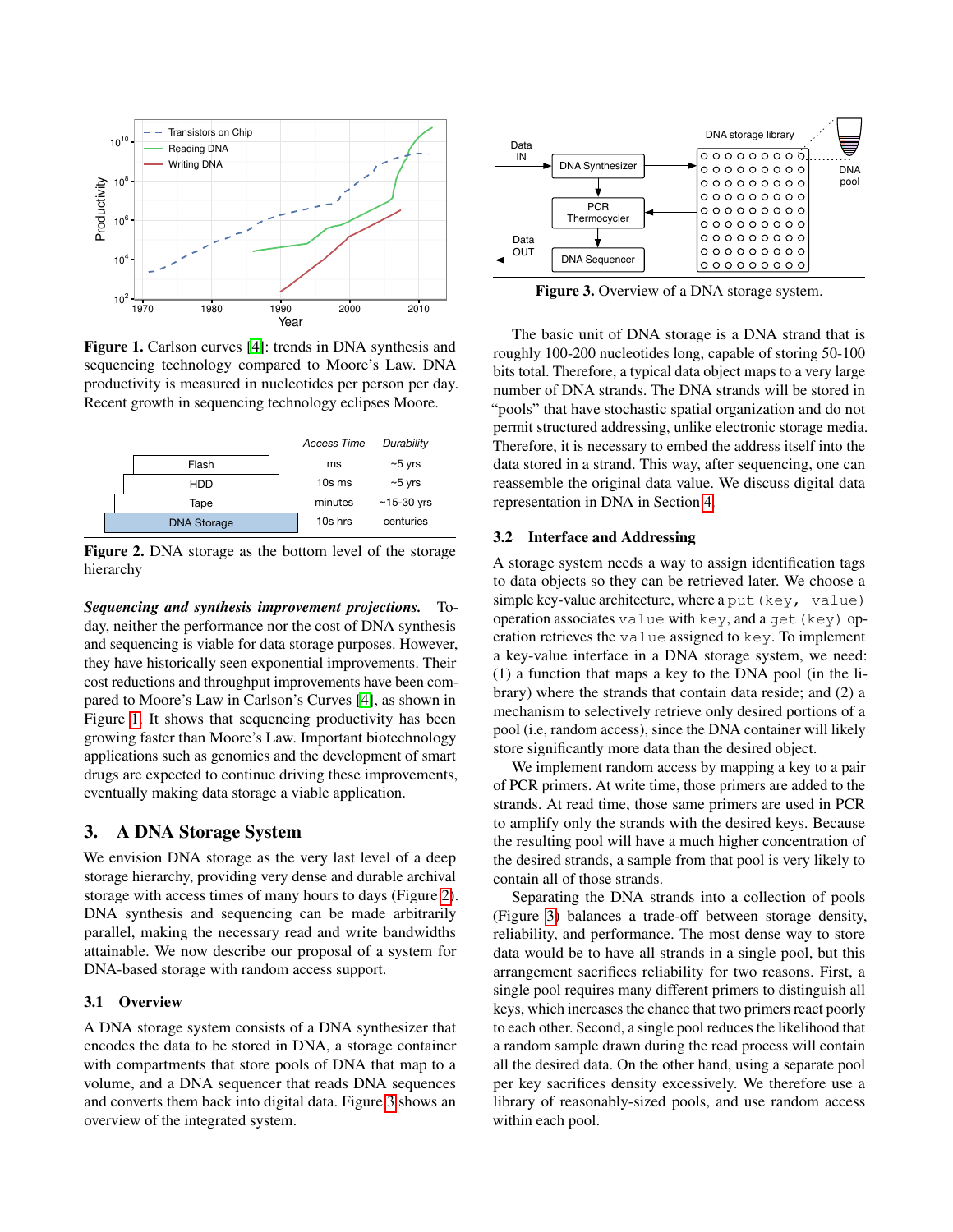Figure 1. Carlson curves [4]: trends in DNA synthesis and sequencing technology compared to Moore's Law. DNA productivity is measured in nucleotides per person per day. Recent growth in sequencing technology eclipses Moore.

| | Access Time | Durability |
|---|---|---|
| Flash | ms | ~5 yrs |
| HDD | 10s ms | ~5 yrs |
| Tape | minutes | ~15-30 yrs |
| DNA Storage | 10s hrs | centuries |

Figure 2. DNA storage as the bottom level of the storage hierarchy

***Sequencing and synthesis improvement projections.*** Today, neither the performance nor the cost of DNA synthesis and sequencing is viable for data storage purposes. However, they have historically seen exponential improvements. Their cost reductions and throughput improvements have been compared to Moore's Law in Carlson's Curves [4], as shown in Figure 1. It shows that sequencing productivity has been growing faster than Moore's Law. Important biotechnology applications such as genomics and the development of smart drugs are expected to continue driving these improvements, eventually making data storage a viable application.

## 3. A DNA Storage System

We envision DNA storage as the very last level of a deep storage hierarchy, providing very dense and durable archival storage with access times of many hours to days (Figure 2). DNA synthesis and sequencing can be made arbitrarily parallel, making the necessary read and write bandwidths attainable. We now describe our proposal of a system for DNA-based storage with random access support.

### 3.1 Overview

A DNA storage system consists of a DNA synthesizer that encodes the data to be stored in DNA, a storage container with compartments that store pools of DNA that map to a volume, and a DNA sequencer that reads DNA sequences and converts them back into digital data. Figure 3 shows an overview of the integrated system.

Figure 3. Overview of a DNA storage system.

The basic unit of DNA storage is a DNA strand that is roughly 100-200 nucleotides long, capable of storing 50-100 bits total. Therefore, a typical data object maps to a very large number of DNA strands. The DNA strands will be stored in "pools" that have stochastic spatial organization and do not permit structured addressing, unlike electronic storage media. Therefore, it is necessary to embed the address itself into the data stored in a strand. This way, after sequencing, one can reassemble the original data value. We discuss digital data representation in DNA in Section 4.

### 3.2 Interface and Addressing

A storage system needs a way to assign identification tags to data objects so they can be retrieved later. We choose a simple key-value architecture, where a `put(key, value)` operation associates `value` with `key`, and a `get(key)` operation retrieves the `value` assigned to `key`. To implement a key-value interface in a DNA storage system, we need: (1) a function that maps a key to the DNA pool (in the library) where the strands that contain data reside; and (2) a mechanism to selectively retrieve only desired portions of a pool (i.e, random access), since the DNA container will likely store significantly more data than the desired object.

We implement random access by mapping a key to a pair of PCR primers. At write time, those primers are added to the strands. At read time, those same primers are used in PCR to amplify only the strands with the desired keys. Because the resulting pool will have a much higher concentration of the desired strands, a sample from that pool is very likely to contain all of those strands.

Separating the DNA strands into a collection of pools (Figure 3) balances a trade-off between storage density, reliability, and performance. The most dense way to store data would be to have all strands in a single pool, but this arrangement sacrifices reliability for two reasons. First, a single pool requires many different primers to distinguish all keys, which increases the chance that two primers react poorly to each other. Second, a single pool reduces the likelihood that a random sample drawn during the read process will contain all the desired data. On the other hand, using a separate pool per key sacrifices density excessively. We therefore use a library of reasonably-sized pools, and use random access within each pool.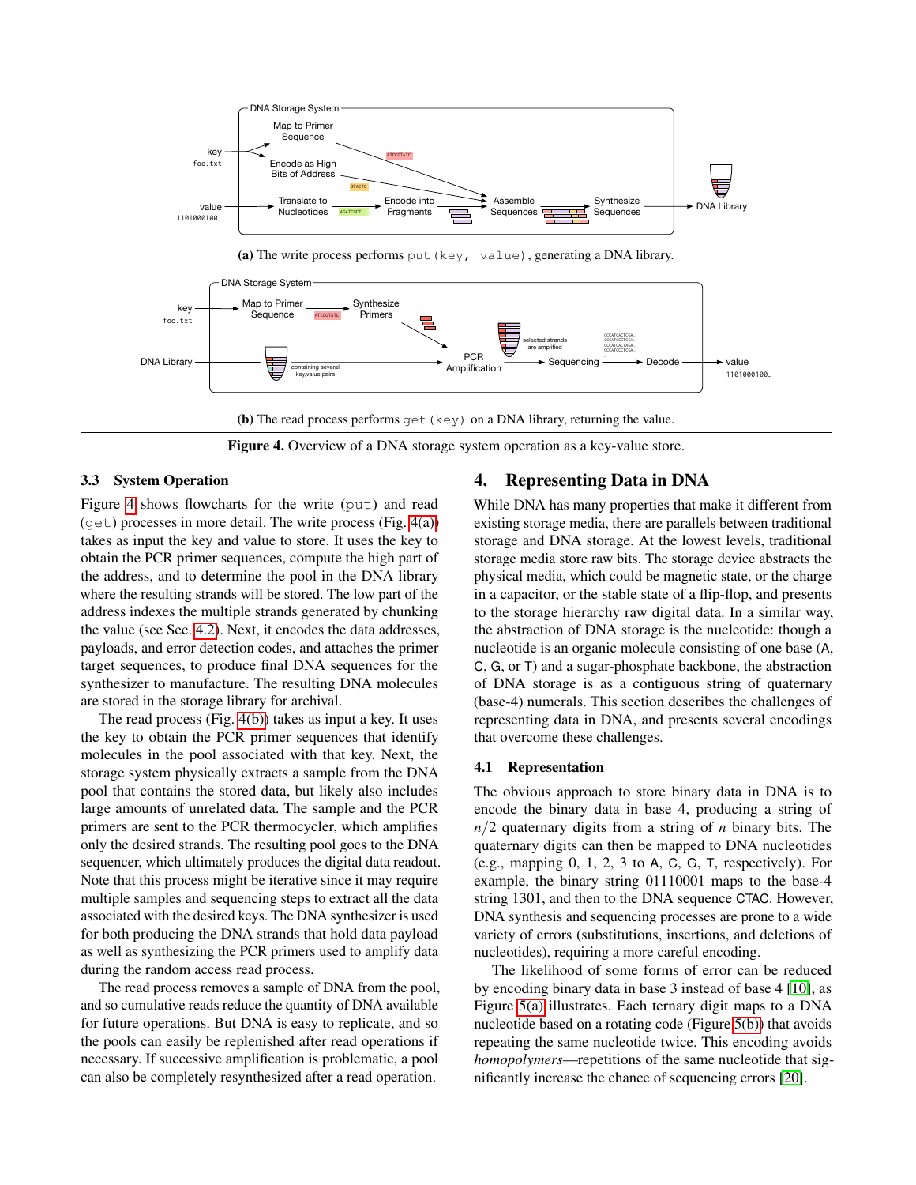(a) The write process performs `put(key, value)`, generating a DNA library.

(b) The read process performs `get(key)` on a DNA library, returning the value.

**Figure 4.** Overview of a DNA storage system operation as a key-value store.

### 3.3 System Operation

Figure 4 shows flowcharts for the write (`put`) and read (`get`) processes in more detail. The write process (Fig. 4(a)) takes as input the key and value to store. It uses the key to obtain the PCR primer sequences, compute the high part of the address, and to determine the pool in the DNA library where the resulting strands will be stored. The low part of the address indexes the multiple strands generated by chunking the value (see Sec. 4.2). Next, it encodes the data addresses, payloads, and error detection codes, and attaches the primer target sequences, to produce final DNA sequences for the synthesizer to manufacture. The resulting DNA molecules are stored in the storage library for archival.

The read process (Fig. 4(b)) takes as input a key. It uses the key to obtain the PCR primer sequences that identify molecules in the pool associated with that key. Next, the storage system physically extracts a sample from the DNA pool that contains the stored data, but likely also includes large amounts of unrelated data. The sample and the PCR primers are sent to the PCR thermocycler, which amplifies only the desired strands. The resulting pool goes to the DNA sequencer, which ultimately produces the digital data readout. Note that this process might be iterative since it may require multiple samples and sequencing steps to extract all the data associated with the desired keys. The DNA synthesizer is used for both producing the DNA strands that hold data payload as well as synthesizing the PCR primers used to amplify data during the random access read process.

The read process removes a sample of DNA from the pool, and so cumulative reads reduce the quantity of DNA available for future operations. But DNA is easy to replicate, and so the pools can easily be replenished after read operations if necessary. If successive amplification is problematic, a pool can also be completely resynthesized after a read operation.

## 4. Representing Data in DNA

While DNA has many properties that make it different from existing storage media, there are parallels between traditional storage and DNA storage. At the lowest levels, traditional storage media store raw bits. The storage device abstracts the physical media, which could be magnetic state, or the charge in a capacitor, or the stable state of a flip-flop, and presents to the storage hierarchy raw digital data. In a similar way, the abstraction of DNA storage is the nucleotide: though a nucleotide is an organic molecule consisting of one base (A, C, G, or T) and a sugar-phosphate backbone, the abstraction of DNA storage is as a contiguous string of quaternary (base-4) numerals. This section describes the challenges of representing data in DNA, and presents several encodings that overcome these challenges.

### 4.1 Representation

The obvious approach to store binary data in DNA is to encode the binary data in base 4, producing a string of $n/2$ quaternary digits from a string of $n$ binary bits. The quaternary digits can then be mapped to DNA nucleotides (e.g., mapping 0, 1, 2, 3 to A, C, G, T, respectively). For example, the binary string 01110001 maps to the base-4 string 1301, and then to the DNA sequence CTAC. However, DNA synthesis and sequencing processes are prone to a wide variety of errors (substitutions, insertions, and deletions of nucleotides), requiring a more careful encoding.

The likelihood of some forms of error can be reduced by encoding binary data in base 3 instead of base 4 [10], as Figure 5(a) illustrates. Each ternary digit maps to a DNA nucleotide based on a rotating code (Figure 5(b)) that avoids repeating the same nucleotide twice. This encoding avoids *homopolymers*—repetitions of the same nucleotide that significantly increase the chance of sequencing errors [20].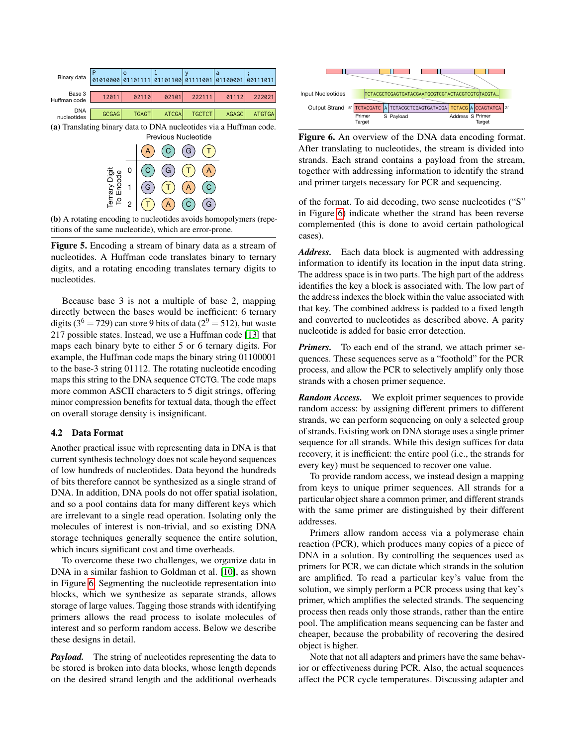Binary data

| P | o | l | y | a | ; |
|---|---|---|---|---|---|
| 01010000 | 01101111 | 01101100 | 01111001 | 01100001 | 00111011 |

Base 3 Huffman code

| 12011 | 02110 | 02101 | 222111 | 01112 | 222021 |
|---|---|---|---|---|---|

DNA nucleotides

| GCGAG | TGAGT | ATCGA | TGCTCT | AGAGC | ATGTGA |
|---|---|---|---|---|---|

**(a)** Translating binary data to DNA nucleotides via a Huffman code.

Previous Nucleotide

| Ternary Digit To Encode | A | C | G | T |
|---|---|---|---|---|
| 0 | C | G | T | A |
| 1 | G | T | A | C |
| 2 | T | A | C | G |

**(b)** A rotating encoding to nucleotides avoids homopolymers (repetitions of the same nucleotide), which are error-prone.

**Figure 5.** Encoding a stream of binary data as a stream of nucleotides. A Huffman code translates binary to ternary digits, and a rotating encoding translates ternary digits to nucleotides.

Because base 3 is not a multiple of base 2, mapping directly between the bases would be inefficient: 6 ternary digits ($3^6 = 729$) can store 9 bits of data ($2^9 = 512$), but waste 217 possible states. Instead, we use a Huffman code [13] that maps each binary byte to either 5 or 6 ternary digits. For example, the Huffman code maps the binary string 01100001 to the base-3 string 01112. The rotating nucleotide encoding maps this string to the DNA sequence CTCTG. The code maps more common ASCII characters to 5 digit strings, offering minor compression benefits for textual data, though the effect on overall storage density is insignificant.

### 4.2 Data Format

Another practical issue with representing data in DNA is that current synthesis technology does not scale beyond sequences of low hundreds of nucleotides. Data beyond the hundreds of bits therefore cannot be synthesized as a single strand of DNA. In addition, DNA pools do not offer spatial isolation, and so a pool contains data for many different keys which are irrelevant to a single read operation. Isolating only the molecules of interest is non-trivial, and so existing DNA storage techniques generally sequence the entire solution, which incurs significant cost and time overheads.

To overcome these two challenges, we organize data in DNA in a similar fashion to Goldman et al. [10], as shown in Figure 6. Segmenting the nucleotide representation into blocks, which we synthesize as separate strands, allows storage of large values. Tagging those strands with identifying primers allows the read process to isolate molecules of interest and so perform random access. Below we describe these designs in detail.

***Payload.*** The string of nucleotides representing the data to be stored is broken into data blocks, whose length depends on the desired strand length and the additional overheads

Input Nucleotides: TCTACGCTCGAGTGATACGAATGCGTCGTACTACGTCGTGTACGTA...

Output Strand: 5' TCTACGATC | A | TCTACGCTCGAGTGATACGA | TCTACG | A | CCAGTATCA 3'

Primer Target — S — Payload — Address — S — Primer Target

**Figure 6.** An overview of the DNA data encoding format. After translating to nucleotides, the stream is divided into strands. Each strand contains a payload from the stream, together with addressing information to identify the strand and primer targets necessary for PCR and sequencing.

of the format. To aid decoding, two sense nucleotides ("S" in Figure 6) indicate whether the strand has been reverse complemented (this is done to avoid certain pathological cases).

***Address.*** Each data block is augmented with addressing information to identify its location in the input data string. The address space is in two parts. The high part of the address identifies the key a block is associated with. The low part of the address indexes the block within the value associated with that key. The combined address is padded to a fixed length and converted to nucleotides as described above. A parity nucleotide is added for basic error detection.

***Primers.*** To each end of the strand, we attach primer sequences. These sequences serve as a "foothold" for the PCR process, and allow the PCR to selectively amplify only those strands with a chosen primer sequence.

***Random Access.*** We exploit primer sequences to provide random access: by assigning different primers to different strands, we can perform sequencing on only a selected group of strands. Existing work on DNA storage uses a single primer sequence for all strands. While this design suffices for data recovery, it is inefficient: the entire pool (i.e., the strands for every key) must be sequenced to recover one value.

To provide random access, we instead design a mapping from keys to unique primer sequences. All strands for a particular object share a common primer, and different strands with the same primer are distinguished by their different addresses.

Primers allow random access via a polymerase chain reaction (PCR), which produces many copies of a piece of DNA in a solution. By controlling the sequences used as primers for PCR, we can dictate which strands in the solution are amplified. To read a particular key's value from the solution, we simply perform a PCR process using that key's primer, which amplifies the selected strands. The sequencing process then reads only those strands, rather than the entire pool. The amplification means sequencing can be faster and cheaper, because the probability of recovering the desired object is higher.

Note that not all adapters and primers have the same behavior or effectiveness during PCR. Also, the actual sequences affect the PCR cycle temperatures. Discussing adapter and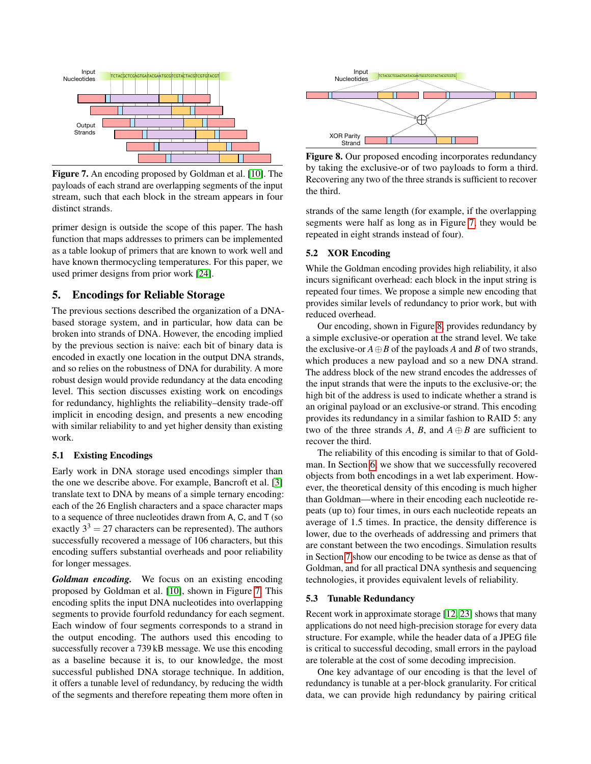Figure 7. An encoding proposed by Goldman et al. [10]. The payloads of each strand are overlapping segments of the input stream, such that each block in the stream appears in four distinct strands.

Figure 8. Our proposed encoding incorporates redundancy by taking the exclusive-or of two payloads to form a third. Recovering any two of the three strands is sufficient to recover the third.

primer design is outside the scope of this paper. The hash function that maps addresses to primers can be implemented as a table lookup of primers that are known to work well and have known thermocycling temperatures. For this paper, we used primer designs from prior work [24].

## 5. Encodings for Reliable Storage

The previous sections described the organization of a DNA-based storage system, and in particular, how data can be broken into strands of DNA. However, the encoding implied by the previous section is naive: each bit of binary data is encoded in exactly one location in the output DNA strands, and so relies on the robustness of DNA for durability. A more robust design would provide redundancy at the data encoding level. This section discusses existing work on encodings for redundancy, highlights the reliability–density trade-off implicit in encoding design, and presents a new encoding with similar reliability to and yet higher density than existing work.

### 5.1 Existing Encodings

Early work in DNA storage used encodings simpler than the one we describe above. For example, Bancroft et al. [3] translate text to DNA by means of a simple ternary encoding: each of the 26 English characters and a space character maps to a sequence of three nucleotides drawn from A, C, and T (so exactly $3^3 = 27$ characters can be represented). The authors successfully recovered a message of 106 characters, but this encoding suffers substantial overheads and poor reliability for longer messages.

***Goldman encoding.*** We focus on an existing encoding proposed by Goldman et al. [10], shown in Figure 7. This encoding splits the input DNA nucleotides into overlapping segments to provide fourfold redundancy for each segment. Each window of four segments corresponds to a strand in the output encoding. The authors used this encoding to successfully recover a 739 kB message. We use this encoding as a baseline because it is, to our knowledge, the most successful published DNA storage technique. In addition, it offers a tunable level of redundancy, by reducing the width of the segments and therefore repeating them more often in strands of the same length (for example, if the overlapping segments were half as long as in Figure 7, they would be repeated in eight strands instead of four).

### 5.2 XOR Encoding

While the Goldman encoding provides high reliability, it also incurs significant overhead: each block in the input string is repeated four times. We propose a simple new encoding that provides similar levels of redundancy to prior work, but with reduced overhead.

Our encoding, shown in Figure 8, provides redundancy by a simple exclusive-or operation at the strand level. We take the exclusive-or $A \oplus B$ of the payloads $A$ and $B$ of two strands, which produces a new payload and so a new DNA strand. The address block of the new strand encodes the addresses of the input strands that were the inputs to the exclusive-or; the high bit of the address is used to indicate whether a strand is an original payload or an exclusive-or strand. This encoding provides its redundancy in a similar fashion to RAID 5: any two of the three strands $A$, $B$, and $A \oplus B$ are sufficient to recover the third.

The reliability of this encoding is similar to that of Goldman. In Section 6, we show that we successfully recovered objects from both encodings in a wet lab experiment. However, the theoretical density of this encoding is much higher than Goldman—where in their encoding each nucleotide repeats (up to) four times, in ours each nucleotide repeats an average of 1.5 times. In practice, the density difference is lower, due to the overheads of addressing and primers that are constant between the two encodings. Simulation results in Section 7 show our encoding to be twice as dense as that of Goldman, and for all practical DNA synthesis and sequencing technologies, it provides equivalent levels of reliability.

### 5.3 Tunable Redundancy

Recent work in approximate storage [12, 23] shows that many applications do not need high-precision storage for every data structure. For example, while the header data of a JPEG file is critical to successful decoding, small errors in the payload are tolerable at the cost of some decoding imprecision.

One key advantage of our encoding is that the level of redundancy is tunable at a per-block granularity. For critical data, we can provide high redundancy by pairing critical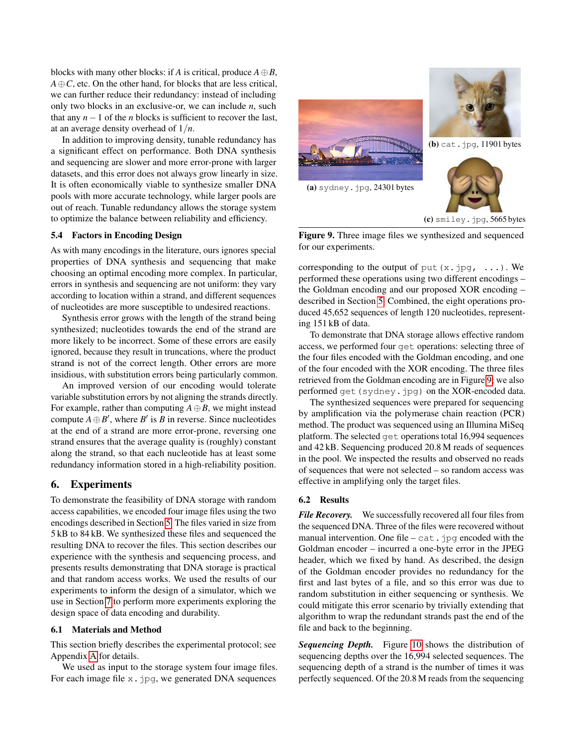blocks with many other blocks: if $A$ is critical, produce $A \oplus B$, $A \oplus C$, etc. On the other hand, for blocks that are less critical, we can further reduce their redundancy: instead of including only two blocks in an exclusive-or, we can include $n$, such that any $n-1$ of the $n$ blocks is sufficient to recover the last, at an average density overhead of $1/n$.

In addition to improving density, tunable redundancy has a significant effect on performance. Both DNA synthesis and sequencing are slower and more error-prone with larger datasets, and this error does not always grow linearly in size. It is often economically viable to synthesize smaller DNA pools with more accurate technology, while larger pools are out of reach. Tunable redundancy allows the storage system to optimize the balance between reliability and efficiency.

### 5.4 Factors in Encoding Design

As with many encodings in the literature, ours ignores special properties of DNA synthesis and sequencing that make choosing an optimal encoding more complex. In particular, errors in synthesis and sequencing are not uniform: they vary according to location within a strand, and different sequences of nucleotides are more susceptible to undesired reactions.

Synthesis error grows with the length of the strand being synthesized; nucleotides towards the end of the strand are more likely to be incorrect. Some of these errors are easily ignored, because they result in truncations, where the product strand is not of the correct length. Other errors are more insidious, with substitution errors being particularly common.

An improved version of our encoding would tolerate variable substitution errors by not aligning the strands directly. For example, rather than computing $A \oplus B$, we might instead compute $A \oplus B'$, where $B'$ is $B$ in reverse. Since nucleotides at the end of a strand are more error-prone, reversing one strand ensures that the average quality is (roughly) constant along the strand, so that each nucleotide has at least some redundancy information stored in a high-reliability position.

## 6. Experiments

To demonstrate the feasibility of DNA storage with random access capabilities, we encoded four image files using the two encodings described in Section 5. The files varied in size from 5 kB to 84 kB. We synthesized these files and sequenced the resulting DNA to recover the files. This section describes our experience with the synthesis and sequencing process, and presents results demonstrating that DNA storage is practical and that random access works. We used the results of our experiments to inform the design of a simulator, which we use in Section 7 to perform more experiments exploring the design space of data encoding and durability.

### 6.1 Materials and Method

This section briefly describes the experimental protocol; see Appendix A for details.

We used as input to the storage system four image files. For each image file `x.jpg`, we generated DNA sequences corresponding to the output of `put(x.jpg, ...)`. We performed these operations using two different encodings – the Goldman encoding and our proposed XOR encoding – described in Section 5. Combined, the eight operations produced 45,652 sequences of length 120 nucleotides, representing 151 kB of data.

To demonstrate that DNA storage allows effective random access, we performed four `get` operations: selecting three of the four files encoded with the Goldman encoding, and one of the four encoded with the XOR encoding. The three files retrieved from the Goldman encoding are in Figure 9; we also performed `get(sydney.jpg)` on the XOR-encoded data.

(a) `sydney.jpg`, 24301 bytes

(b) `cat.jpg`, 11901 bytes

(c) `smiley.jpg`, 5665 bytes

**Figure 9.** Three image files we synthesized and sequenced for our experiments.

The synthesized sequences were prepared for sequencing by amplification via the polymerase chain reaction (PCR) method. The product was sequenced using an Illumina MiSeq platform. The selected `get` operations total 16,994 sequences and 42 kB. Sequencing produced 20.8 M reads of sequences in the pool. We inspected the results and observed no reads of sequences that were not selected – so random access was effective in amplifying only the target files.

### 6.2 Results

***File Recovery.*** We successfully recovered all four files from the sequenced DNA. Three of the files were recovered without manual intervention. One file – `cat.jpg` encoded with the Goldman encoder – incurred a one-byte error in the JPEG header, which we fixed by hand. As described, the design of the Goldman encoder provides no redundancy for the first and last bytes of a file, and so this error was due to random substitution in either sequencing or synthesis. We could mitigate this error scenario by trivially extending that algorithm to wrap the redundant strands past the end of the file and back to the beginning.

***Sequencing Depth.*** Figure 10 shows the distribution of sequencing depths over the 16,994 selected sequences. The sequencing depth of a strand is the number of times it was perfectly sequenced. Of the 20.8 M reads from the sequencing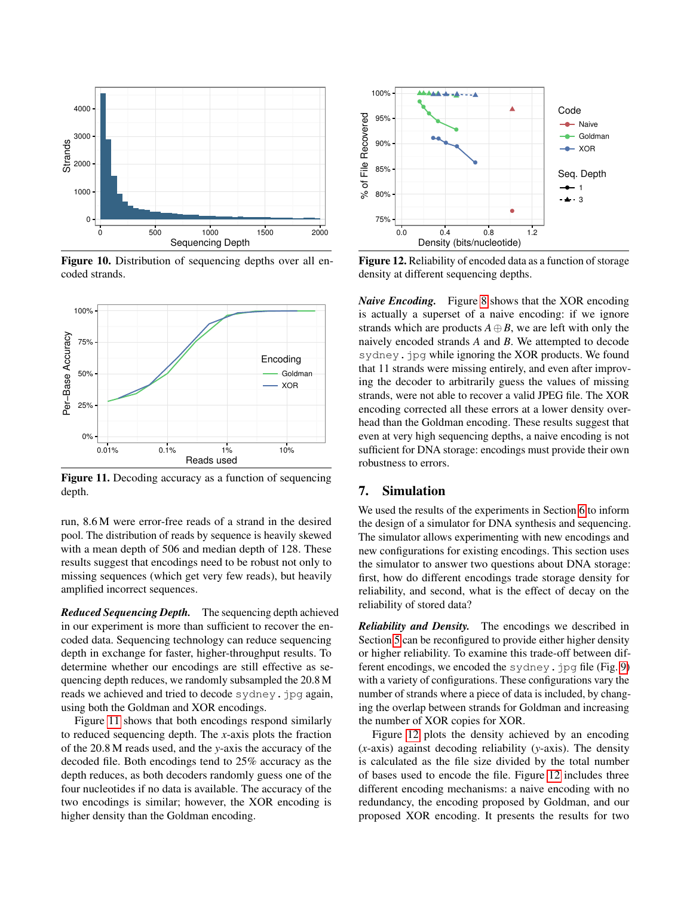**Figure 10.** Distribution of sequencing depths over all encoded strands.

**Figure 11.** Decoding accuracy as a function of sequencing depth.

run, 8.6 M were error-free reads of a strand in the desired pool. The distribution of reads by sequence is heavily skewed with a mean depth of 506 and median depth of 128. These results suggest that encodings need to be robust not only to missing sequences (which get very few reads), but heavily amplified incorrect sequences.

***Reduced Sequencing Depth.*** The sequencing depth achieved in our experiment is more than sufficient to recover the encoded data. Sequencing technology can reduce sequencing depth in exchange for faster, higher-throughput results. To determine whether our encodings are still effective as sequencing depth reduces, we randomly subsampled the 20.8 M reads we achieved and tried to decode sydney.jpg again, using both the Goldman and XOR encodings.

Figure 11 shows that both encodings respond similarly to reduced sequencing depth. The $x$-axis plots the fraction of the 20.8 M reads used, and the $y$-axis the accuracy of the decoded file. Both encodings tend to 25% accuracy as the depth reduces, as both decoders randomly guess one of the four nucleotides if no data is available. The accuracy of the two encodings is similar; however, the XOR encoding is higher density than the Goldman encoding.

**Figure 12.** Reliability of encoded data as a function of storage density at different sequencing depths.

***Naive Encoding.*** Figure 8 shows that the XOR encoding is actually a superset of a naive encoding: if we ignore strands which are products $A \oplus B$, we are left with only the naively encoded strands $A$ and $B$. We attempted to decode sydney.jpg while ignoring the XOR products. We found that 11 strands were missing entirely, and even after improving the decoder to arbitrarily guess the values of missing strands, were not able to recover a valid JPEG file. The XOR encoding corrected all these errors at a lower density overhead than the Goldman encoding. These results suggest that even at very high sequencing depths, a naive encoding is not sufficient for DNA storage: encodings must provide their own robustness to errors.

## 7. Simulation

We used the results of the experiments in Section 6 to inform the design of a simulator for DNA synthesis and sequencing. The simulator allows experimenting with new encodings and new configurations for existing encodings. This section uses the simulator to answer two questions about DNA storage: first, how do different encodings trade storage density for reliability, and second, what is the effect of decay on the reliability of stored data?

***Reliability and Density.*** The encodings we described in Section 5 can be reconfigured to provide either higher density or higher reliability. To examine this trade-off between different encodings, we encoded the sydney.jpg file (Fig. 9) with a variety of configurations. These configurations vary the number of strands where a piece of data is included, by changing the overlap between strands for Goldman and increasing the number of XOR copies for XOR.

Figure 12 plots the density achieved by an encoding ($x$-axis) against decoding reliability ($y$-axis). The density is calculated as the file size divided by the total number of bases used to encode the file. Figure 12 includes three different encoding mechanisms: a naive encoding with no redundancy, the encoding proposed by Goldman, and our proposed XOR encoding. It presents the results for two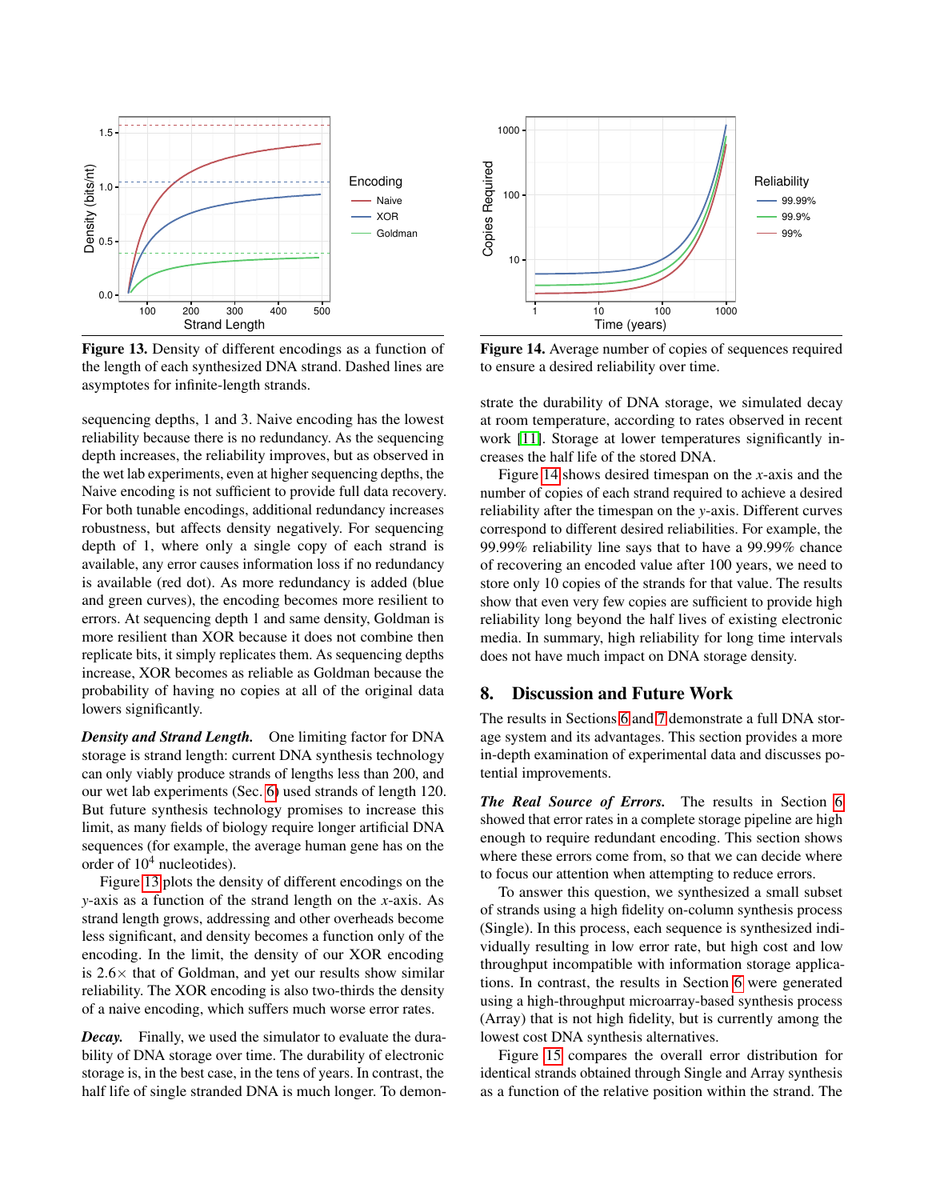Figure 13. Density of different encodings as a function of the length of each synthesized DNA strand. Dashed lines are asymptotes for infinite-length strands.

Figure 14. Average number of copies of sequences required to ensure a desired reliability over time.

sequencing depths, 1 and 3. Naive encoding has the lowest reliability because there is no redundancy. As the sequencing depth increases, the reliability improves, but as observed in the wet lab experiments, even at higher sequencing depths, the Naive encoding is not sufficient to provide full data recovery. For both tunable encodings, additional redundancy increases robustness, but affects density negatively. For sequencing depth of 1, where only a single copy of each strand is available, any error causes information loss if no redundancy is available (red dot). As more redundancy is added (blue and green curves), the encoding becomes more resilient to errors. At sequencing depth 1 and same density, Goldman is more resilient than XOR because it does not combine then replicate bits, it simply replicates them. As sequencing depths increase, XOR becomes as reliable as Goldman because the probability of having no copies at all of the original data lowers significantly.

***Density and Strand Length.*** One limiting factor for DNA storage is strand length: current DNA synthesis technology can only viably produce strands of lengths less than 200, and our wet lab experiments (Sec. 6) used strands of length 120. But future synthesis technology promises to increase this limit, as many fields of biology require longer artificial DNA sequences (for example, the average human gene has on the order of $10^4$ nucleotides).

Figure 13 plots the density of different encodings on the $y$-axis as a function of the strand length on the $x$-axis. As strand length grows, addressing and other overheads become less significant, and density becomes a function only of the encoding. In the limit, the density of our XOR encoding is 2.6× that of Goldman, and yet our results show similar reliability. The XOR encoding is also two-thirds the density of a naive encoding, which suffers much worse error rates.

***Decay.*** Finally, we used the simulator to evaluate the durability of DNA storage over time. The durability of electronic storage is, in the best case, in the tens of years. In contrast, the half life of single stranded DNA is much longer. To demonstrate the durability of DNA storage, we simulated decay at room temperature, according to rates observed in recent work [11]. Storage at lower temperatures significantly increases the half life of the stored DNA.

Figure 14 shows desired timespan on the $x$-axis and the number of copies of each strand required to achieve a desired reliability after the timespan on the $y$-axis. Different curves correspond to different desired reliabilities. For example, the 99.99% reliability line says that to have a 99.99% chance of recovering an encoded value after 100 years, we need to store only 10 copies of the strands for that value. The results show that even very few copies are sufficient to provide high reliability long beyond the half lives of existing electronic media. In summary, high reliability for long time intervals does not have much impact on DNA storage density.

## 8. Discussion and Future Work

The results in Sections 6 and 7 demonstrate a full DNA storage system and its advantages. This section provides a more in-depth examination of experimental data and discusses potential improvements.

***The Real Source of Errors.*** The results in Section 6 showed that error rates in a complete storage pipeline are high enough to require redundant encoding. This section shows where these errors come from, so that we can decide where to focus our attention when attempting to reduce errors.

To answer this question, we synthesized a small subset of strands using a high fidelity on-column synthesis process (Single). In this process, each sequence is synthesized individually resulting in low error rate, but high cost and low throughput incompatible with information storage applications. In contrast, the results in Section 6 were generated using a high-throughput microarray-based synthesis process (Array) that is not high fidelity, but is currently among the lowest cost DNA synthesis alternatives.

Figure 15 compares the overall error distribution for identical strands obtained through Single and Array synthesis as a function of the relative position within the strand. The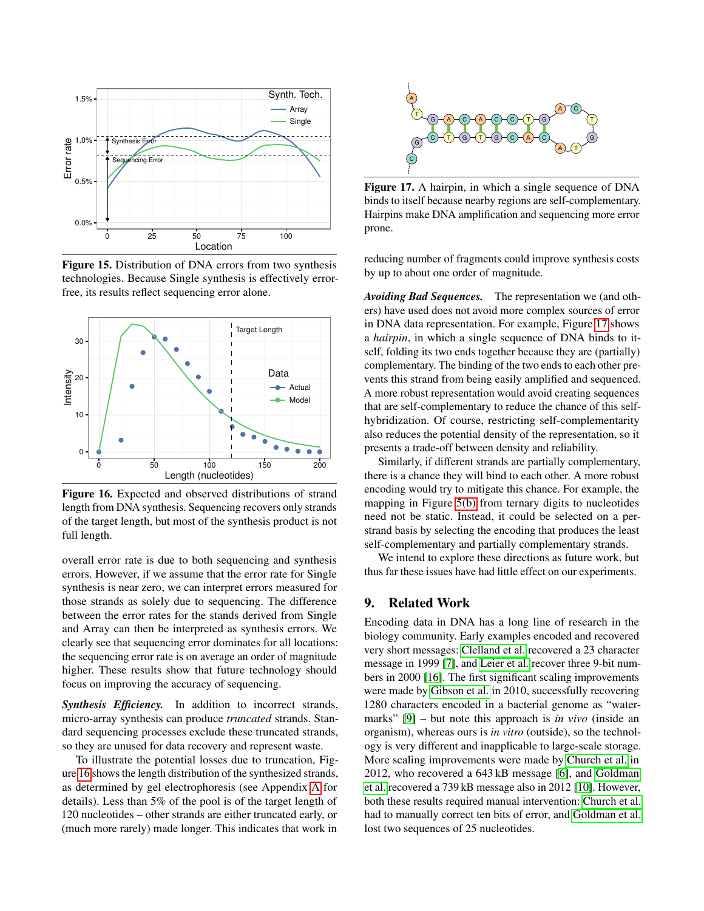Figure 15. Distribution of DNA errors from two synthesis technologies. Because Single synthesis is effectively error-free, its results reflect sequencing error alone.

Figure 16. Expected and observed distributions of strand length from DNA synthesis. Sequencing recovers only strands of the target length, but most of the synthesis product is not full length.

overall error rate is due to both sequencing and synthesis errors. However, if we assume that the error rate for Single synthesis is near zero, we can interpret errors measured for those strands as solely due to sequencing. The difference between the error rates for the stands derived from Single and Array can then be interpreted as synthesis errors. We clearly see that sequencing error dominates for all locations: the sequencing error rate is on average an order of magnitude higher. These results show that future technology should focus on improving the accuracy of sequencing.

***Synthesis Efficiency.*** In addition to incorrect strands, micro-array synthesis can produce *truncated* strands. Standard sequencing processes exclude these truncated strands, so they are unused for data recovery and represent waste.

To illustrate the potential losses due to truncation, Figure 16 shows the length distribution of the synthesized strands, as determined by gel electrophoresis (see Appendix A for details). Less than 5% of the pool is of the target length of 120 nucleotides – other strands are either truncated early, or (much more rarely) made longer. This indicates that work in reducing number of fragments could improve synthesis costs by up to about one order of magnitude.

Figure 17. A hairpin, in which a single sequence of DNA binds to itself because nearby regions are self-complementary. Hairpins make DNA amplification and sequencing more error prone.

***Avoiding Bad Sequences.*** The representation we (and others) have used does not avoid more complex sources of error in DNA data representation. For example, Figure 17 shows a *hairpin*, in which a single sequence of DNA binds to itself, folding its two ends together because they are (partially) complementary. The binding of the two ends to each other prevents this strand from being easily amplified and sequenced. A more robust representation would avoid creating sequences that are self-complementary to reduce the chance of this self-hybridization. Of course, restricting self-complementarity also reduces the potential density of the representation, so it presents a trade-off between density and reliability.

Similarly, if different strands are partially complementary, there is a chance they will bind to each other. A more robust encoding would try to mitigate this chance. For example, the mapping in Figure 5(b) from ternary digits to nucleotides need not be static. Instead, it could be selected on a per-strand basis by selecting the encoding that produces the least self-complementary and partially complementary strands.

We intend to explore these directions as future work, but thus far these issues have had little effect on our experiments.

## 9. Related Work

Encoding data in DNA has a long line of research in the biology community. Early examples encoded and recovered very short messages: Clelland et al. recovered a 23 character message in 1999 [7], and Leier et al. recover three 9-bit numbers in 2000 [16]. The first significant scaling improvements were made by Gibson et al. in 2010, successfully recovering 1280 characters encoded in a bacterial genome as "watermarks" [9] – but note this approach is *in vivo* (inside an organism), whereas ours is *in vitro* (outside), so the technology is very different and inapplicable to large-scale storage. More scaling improvements were made by Church et al. in 2012, who recovered a 643 kB message [6], and Goldman et al. recovered a 739 kB message also in 2012 [10]. However, both these results required manual intervention: Church et al. had to manually correct ten bits of error, and Goldman et al. lost two sequences of 25 nucleotides.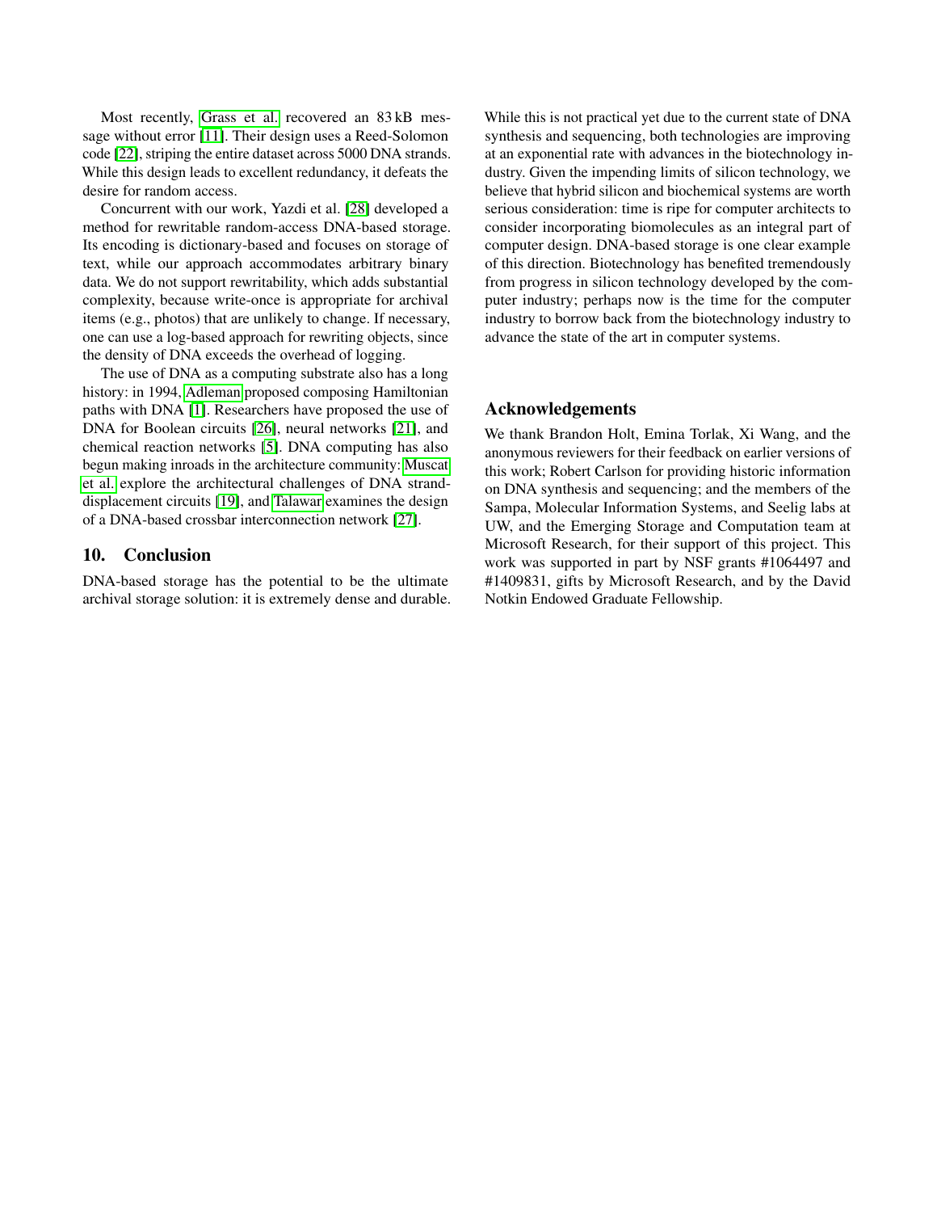Most recently, Grass et al. recovered an 83 kB message without error [11]. Their design uses a Reed-Solomon code [22], striping the entire dataset across 5000 DNA strands. While this design leads to excellent redundancy, it defeats the desire for random access.

Concurrent with our work, Yazdi et al. [28] developed a method for rewritable random-access DNA-based storage. Its encoding is dictionary-based and focuses on storage of text, while our approach accommodates arbitrary binary data. We do not support rewritability, which adds substantial complexity, because write-once is appropriate for archival items (e.g., photos) that are unlikely to change. If necessary, one can use a log-based approach for rewriting objects, since the density of DNA exceeds the overhead of logging.

The use of DNA as a computing substrate also has a long history: in 1994, Adleman proposed composing Hamiltonian paths with DNA [1]. Researchers have proposed the use of DNA for Boolean circuits [26], neural networks [21], and chemical reaction networks [5]. DNA computing has also begun making inroads in the architecture community: Muscat et al. explore the architectural challenges of DNA strand-displacement circuits [19], and Talawar examines the design of a DNA-based crossbar interconnection network [27].

## 10. Conclusion

DNA-based storage has the potential to be the ultimate archival storage solution: it is extremely dense and durable. While this is not practical yet due to the current state of DNA synthesis and sequencing, both technologies are improving at an exponential rate with advances in the biotechnology industry. Given the impending limits of silicon technology, we believe that hybrid silicon and biochemical systems are worth serious consideration: time is ripe for computer architects to consider incorporating biomolecules as an integral part of computer design. DNA-based storage is one clear example of this direction. Biotechnology has benefited tremendously from progress in silicon technology developed by the computer industry; perhaps now is the time for the computer industry to borrow back from the biotechnology industry to advance the state of the art in computer systems.

## Acknowledgements

We thank Brandon Holt, Emina Torlak, Xi Wang, and the anonymous reviewers for their feedback on earlier versions of this work; Robert Carlson for providing historic information on DNA synthesis and sequencing; and the members of the Sampa, Molecular Information Systems, and Seelig labs at UW, and the Emerging Storage and Computation team at Microsoft Research, for their support of this project. This work was supported in part by NSF grants #1064497 and #1409831, gifts by Microsoft Research, and by the David Notkin Endowed Graduate Fellowship.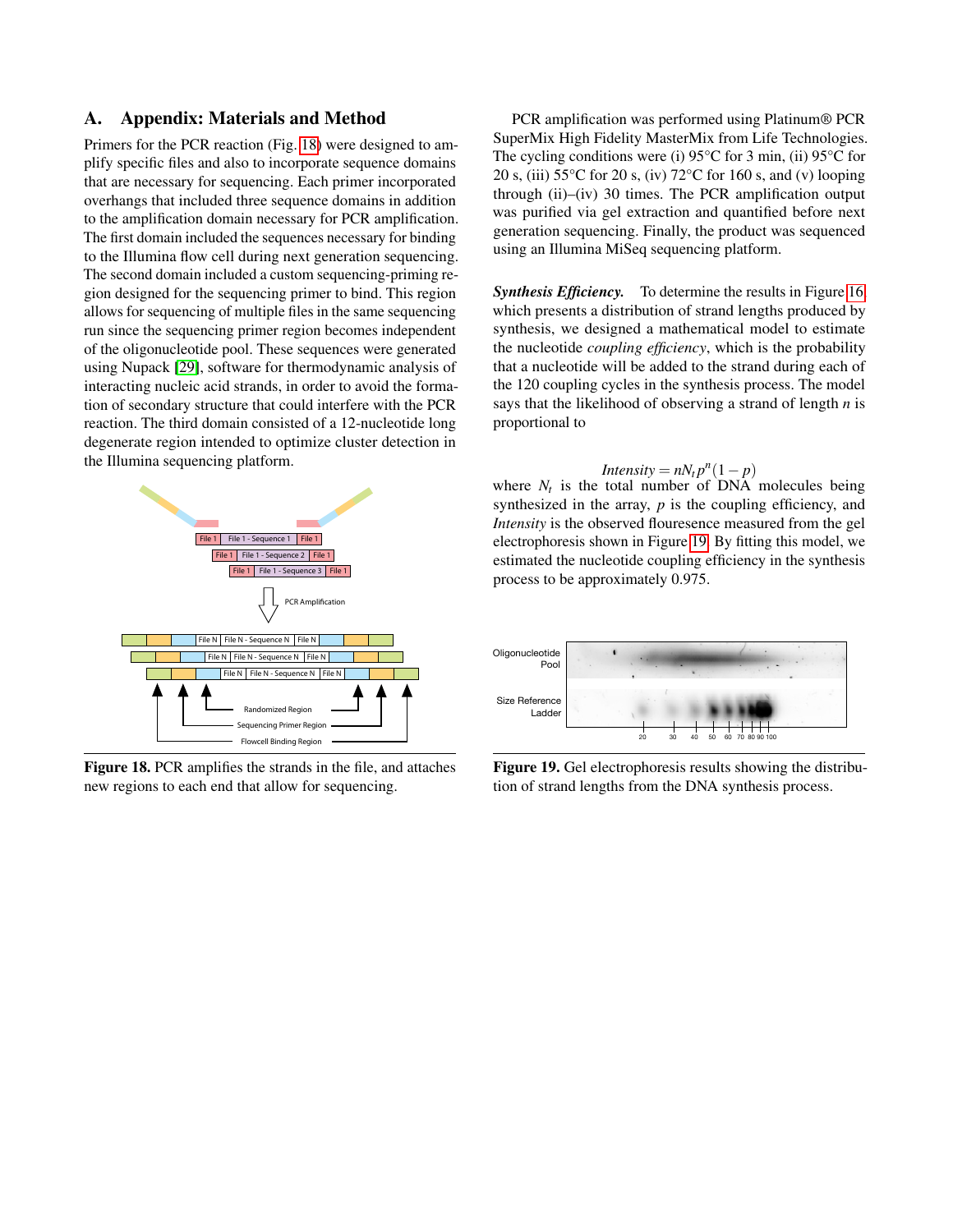## A. Appendix: Materials and Method

Primers for the PCR reaction (Fig. 18) were designed to amplify specific files and also to incorporate sequence domains that are necessary for sequencing. Each primer incorporated overhangs that included three sequence domains in addition to the amplification domain necessary for PCR amplification. The first domain included the sequences necessary for binding to the Illumina flow cell during next generation sequencing. The second domain included a custom sequencing-priming region designed for the sequencing primer to bind. This region allows for sequencing of multiple files in the same sequencing run since the sequencing primer region becomes independent of the oligonucleotide pool. These sequences were generated using Nupack [29], software for thermodynamic analysis of interacting nucleic acid strands, in order to avoid the formation of secondary structure that could interfere with the PCR reaction. The third domain consisted of a 12-nucleotide long degenerate region intended to optimize cluster detection in the Illumina sequencing platform.

**Figure 18.** PCR amplifies the strands in the file, and attaches new regions to each end that allow for sequencing.

PCR amplification was performed using Platinum® PCR SuperMix High Fidelity MasterMix from Life Technologies. The cycling conditions were (i) 95°C for 3 min, (ii) 95°C for 20 s, (iii) 55°C for 20 s, (iv) 72°C for 160 s, and (v) looping through (ii)–(iv) 30 times. The PCR amplification output was purified via gel extraction and quantified before next generation sequencing. Finally, the product was sequenced using an Illumina MiSeq sequencing platform.

***Synthesis Efficiency.*** To determine the results in Figure 16 which presents a distribution of strand lengths produced by synthesis, we designed a mathematical model to estimate the nucleotide *coupling efficiency*, which is the probability that a nucleotide will be added to the strand during each of the 120 coupling cycles in the synthesis process. The model says that the likelihood of observing a strand of length $n$ is proportional to

$$Intensity = nN_t p^n (1-p)$$

where $N_t$ is the total number of DNA molecules being synthesized in the array, $p$ is the coupling efficiency, and *Intensity* is the observed flouresence measured from the gel electrophoresis shown in Figure 19. By fitting this model, we estimated the nucleotide coupling efficiency in the synthesis process to be approximately 0.975.

**Figure 19.** Gel electrophoresis results showing the distribution of strand lengths from the DNA synthesis process.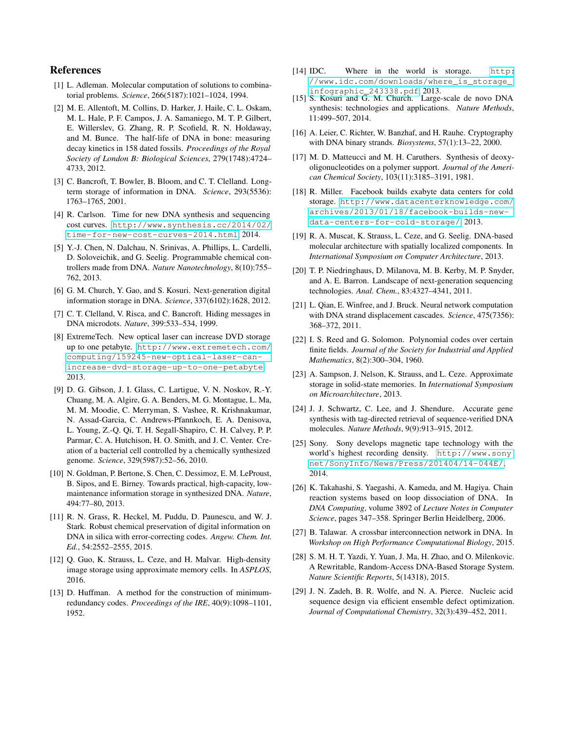## References

[1] L. Adleman. Molecular computation of solutions to combinatorial problems. *Science*, 266(5187):1021–1024, 1994.

[2] M. E. Allentoft, M. Collins, D. Harker, J. Haile, C. L. Oskam, M. L. Hale, P. F. Campos, J. A. Samaniego, M. T. P. Gilbert, E. Willerslev, G. Zhang, R. P. Scofield, R. N. Holdaway, and M. Bunce. The half-life of DNA in bone: measuring decay kinetics in 158 dated fossils. *Proceedings of the Royal Society of London B: Biological Sciences*, 279(1748):4724–4733, 2012.

[3] C. Bancroft, T. Bowler, B. Bloom, and C. T. Clelland. Long-term storage of information in DNA. *Science*, 293(5536): 1763–1765, 2001.

[4] R. Carlson. Time for new DNA synthesis and sequencing cost curves. http://www.synthesis.cc/2014/02/time-for-new-cost-curves-2014.html, 2014.

[5] Y.-J. Chen, N. Dalchau, N. Srinivas, A. Phillips, L. Cardelli, D. Soloveichik, and G. Seelig. Programmable chemical controllers made from DNA. *Nature Nanotechnology*, 8(10):755–762, 2013.

[6] G. M. Church, Y. Gao, and S. Kosuri. Next-generation digital information storage in DNA. *Science*, 337(6102):1628, 2012.

[7] C. T. Clelland, V. Risca, and C. Bancroft. Hiding messages in DNA microdots. *Nature*, 399:533–534, 1999.

[8] ExtremeTech. New optical laser can increase DVD storage up to one petabyte. http://www.extremetech.com/computing/159245-new-optical-laser-can-increase-dvd-storage-up-to-one-petabyte, 2013.

[9] D. G. Gibson, J. I. Glass, C. Lartigue, V. N. Noskov, R.-Y. Chuang, M. A. Algire, G. A. Benders, M. G. Montague, L. Ma, M. M. Moodie, C. Merryman, S. Vashee, R. Krishnakumar, N. Assad-Garcia, C. Andrews-Pfannkoch, E. A. Denisova, L. Young, Z.-Q. Qi, T. H. Segall-Shapiro, C. H. Calvey, P. P. Parmar, C. A. Hutchison, H. O. Smith, and J. C. Venter. Creation of a bacterial cell controlled by a chemically synthesized genome. *Science*, 329(5987):52–56, 2010.

[10] N. Goldman, P. Bertone, S. Chen, C. Dessimoz, E. M. LeProust, B. Sipos, and E. Birney. Towards practical, high-capacity, low-maintenance information storage in synthesized DNA. *Nature*, 494:77–80, 2013.

[11] R. N. Grass, R. Heckel, M. Puddu, D. Paunescu, and W. J. Stark. Robust chemical preservation of digital information on DNA in silica with error-correcting codes. *Angew. Chem. Int. Ed.*, 54:2552–2555, 2015.

[12] Q. Guo, K. Strauss, L. Ceze, and H. Malvar. High-density image storage using approximate memory cells. In *ASPLOS*, 2016.

[13] D. Huffman. A method for the construction of minimum-redundancy codes. *Proceedings of the IRE*, 40(9):1098–1101, 1952.

[14] IDC. Where in the world is storage. http://www.idc.com/downloads/where_is_storage_infographic_243338.pdf, 2013.

[15] S. Kosuri and G. M. Church. Large-scale de novo DNA synthesis: technologies and applications. *Nature Methods*, 11:499–507, 2014.

[16] A. Leier, C. Richter, W. Banzhaf, and H. Rauhe. Cryptography with DNA binary strands. *Biosystems*, 57(1):13–22, 2000.

[17] M. D. Matteucci and M. H. Caruthers. Synthesis of deoxyoligonucleotides on a polymer support. *Journal of the American Chemical Society*, 103(11):3185–3191, 1981.

[18] R. Miller. Facebook builds exabyte data centers for cold storage. http://www.datacenterknowledge.com/archives/2013/01/18/facebook-builds-new-data-centers-for-cold-storage/, 2013.

[19] R. A. Muscat, K. Strauss, L. Ceze, and G. Seelig. DNA-based molecular architecture with spatially localized components. In *International Symposium on Computer Architecture*, 2013.

[20] T. P. Niedringhaus, D. Milanova, M. B. Kerby, M. P. Snyder, and A. E. Barron. Landscape of next-generation sequencing technologies. *Anal. Chem.*, 83:4327–4341, 2011.

[21] L. Qian, E. Winfree, and J. Bruck. Neural network computation with DNA strand displacement cascades. *Science*, 475(7356): 368–372, 2011.

[22] I. S. Reed and G. Solomon. Polynomial codes over certain finite fields. *Journal of the Society for Industrial and Applied Mathematics*, 8(2):300–304, 1960.

[23] A. Sampson, J. Nelson, K. Strauss, and L. Ceze. Approximate storage in solid-state memories. In *International Symposium on Microarchitecture*, 2013.

[24] J. J. Schwartz, C. Lee, and J. Shendure. Accurate gene synthesis with tag-directed retrieval of sequence-verified DNA molecules. *Nature Methods*, 9(9):913–915, 2012.

[25] Sony. Sony develops magnetic tape technology with the world's highest recording density. http://www.sony.net/SonyInfo/News/Press/201404/14-044E/, 2014.

[26] K. Takahashi, S. Yaegashi, A. Kameda, and M. Hagiya. Chain reaction systems based on loop dissociation of DNA. In *DNA Computing*, volume 3892 of *Lecture Notes in Computer Science*, pages 347–358. Springer Berlin Heidelberg, 2006.

[27] B. Talawar. A crossbar interconnection network in DNA. In *Workshop on High Performance Computational Biology*, 2015.

[28] S. M. H. T. Yazdi, Y. Yuan, J. Ma, H. Zhao, and O. Milenkovic. A Rewritable, Random-Access DNA-Based Storage System. *Nature Scientific Reports*, 5(14318), 2015.

[29] J. N. Zadeh, B. R. Wolfe, and N. A. Pierce. Nucleic acid sequence design via efficient ensemble defect optimization. *Journal of Computational Chemistry*, 32(3):439–452, 2011.